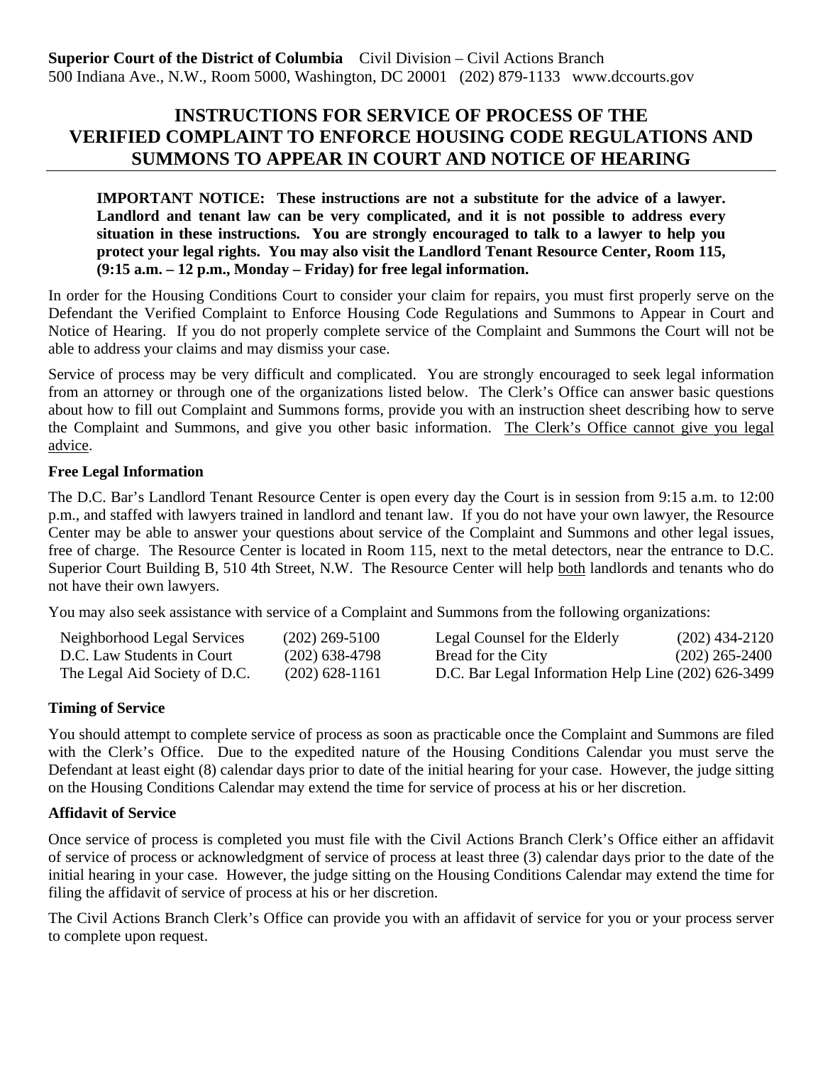**Superior Court of the District of Columbia** Civil Division – Civil Actions Branch
500 Indiana Ave., N.W., Room 5000, Washington, DC 20001 (202) 879-1133 www.dccourts.gov

# INSTRUCTIONS FOR SERVICE OF PROCESS OF THE VERIFIED COMPLAINT TO ENFORCE HOUSING CODE REGULATIONS AND SUMMONS TO APPEAR IN COURT AND NOTICE OF HEARING

**IMPORTANT NOTICE: These instructions are not a substitute for the advice of a lawyer. Landlord and tenant law can be very complicated, and it is not possible to address every situation in these instructions. You are strongly encouraged to talk to a lawyer to help you protect your legal rights. You may also visit the Landlord Tenant Resource Center, Room 115, (9:15 a.m. – 12 p.m., Monday – Friday) for free legal information.**

In order for the Housing Conditions Court to consider your claim for repairs, you must first properly serve on the Defendant the Verified Complaint to Enforce Housing Code Regulations and Summons to Appear in Court and Notice of Hearing. If you do not properly complete service of the Complaint and Summons the Court will not be able to address your claims and may dismiss your case.

Service of process may be very difficult and complicated. You are strongly encouraged to seek legal information from an attorney or through one of the organizations listed below. The Clerk's Office can answer basic questions about how to fill out Complaint and Summons forms, provide you with an instruction sheet describing how to serve the Complaint and Summons, and give you other basic information. The Clerk's Office cannot give you legal advice.

### Free Legal Information

The D.C. Bar's Landlord Tenant Resource Center is open every day the Court is in session from 9:15 a.m. to 12:00 p.m., and staffed with lawyers trained in landlord and tenant law. If you do not have your own lawyer, the Resource Center may be able to answer your questions about service of the Complaint and Summons and other legal issues, free of charge. The Resource Center is located in Room 115, next to the metal detectors, near the entrance to D.C. Superior Court Building B, 510 4th Street, N.W. The Resource Center will help both landlords and tenants who do not have their own lawyers.

You may also seek assistance with service of a Complaint and Summons from the following organizations:

| | | | |
|---|---|---|---|
| Neighborhood Legal Services | (202) 269-5100 | Legal Counsel for the Elderly | (202) 434-2120 |
| D.C. Law Students in Court | (202) 638-4798 | Bread for the City | (202) 265-2400 |
| The Legal Aid Society of D.C. | (202) 628-1161 | D.C. Bar Legal Information Help Line | (202) 626-3499 |

### Timing of Service

You should attempt to complete service of process as soon as practicable once the Complaint and Summons are filed with the Clerk's Office. Due to the expedited nature of the Housing Conditions Calendar you must serve the Defendant at least eight (8) calendar days prior to date of the initial hearing for your case. However, the judge sitting on the Housing Conditions Calendar may extend the time for service of process at his or her discretion.

### Affidavit of Service

Once service of process is completed you must file with the Civil Actions Branch Clerk's Office either an affidavit of service of process or acknowledgment of service of process at least three (3) calendar days prior to the date of the initial hearing in your case. However, the judge sitting on the Housing Conditions Calendar may extend the time for filing the affidavit of service of process at his or her discretion.

The Civil Actions Branch Clerk's Office can provide you with an affidavit of service for you or your process server to complete upon request.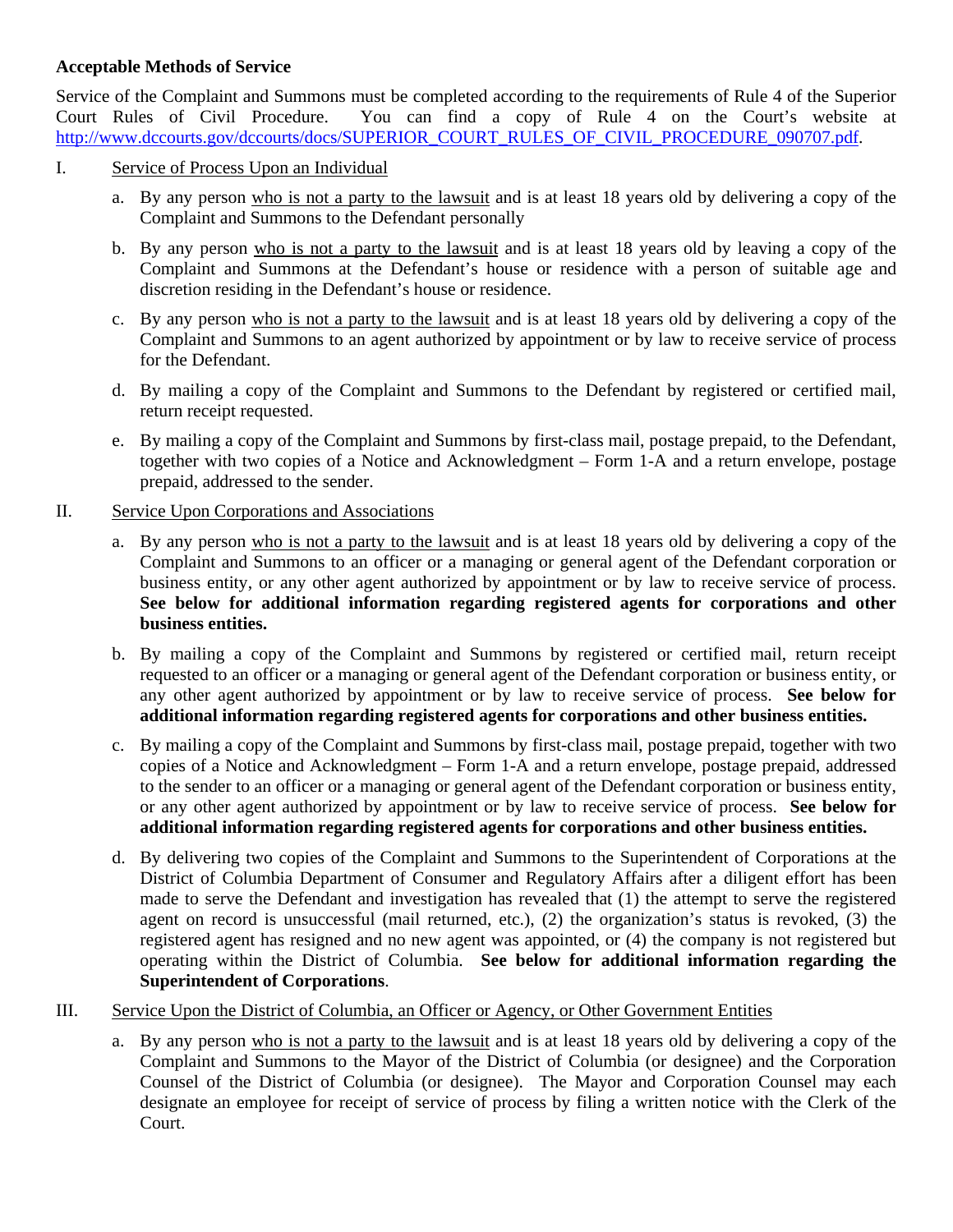**Acceptable Methods of Service**

Service of the Complaint and Summons must be completed according to the requirements of Rule 4 of the Superior Court Rules of Civil Procedure. You can find a copy of Rule 4 on the Court's website at [http://www.dccourts.gov/dccourts/docs/SUPERIOR_COURT_RULES_OF_CIVIL_PROCEDURE_090707.pdf](http://www.dccourts.gov/dccourts/docs/SUPERIOR_COURT_RULES_OF_CIVIL_PROCEDURE_090707.pdf).

I. <u>Service of Process Upon an Individual</u>

   a. By any person <u>who is not a party to the lawsuit</u> and is at least 18 years old by delivering a copy of the Complaint and Summons to the Defendant personally

   b. By any person <u>who is not a party to the lawsuit</u> and is at least 18 years old by leaving a copy of the Complaint and Summons at the Defendant's house or residence with a person of suitable age and discretion residing in the Defendant's house or residence.

   c. By any person <u>who is not a party to the lawsuit</u> and is at least 18 years old by delivering a copy of the Complaint and Summons to an agent authorized by appointment or by law to receive service of process for the Defendant.

   d. By mailing a copy of the Complaint and Summons to the Defendant by registered or certified mail, return receipt requested.

   e. By mailing a copy of the Complaint and Summons by first-class mail, postage prepaid, to the Defendant, together with two copies of a Notice and Acknowledgment – Form 1-A and a return envelope, postage prepaid, addressed to the sender.

II. <u>Service Upon Corporations and Associations</u>

   a. By any person <u>who is not a party to the lawsuit</u> and is at least 18 years old by delivering a copy of the Complaint and Summons to an officer or a managing or general agent of the Defendant corporation or business entity, or any other agent authorized by appointment or by law to receive service of process. **See below for additional information regarding registered agents for corporations and other business entities.**

   b. By mailing a copy of the Complaint and Summons by registered or certified mail, return receipt requested to an officer or a managing or general agent of the Defendant corporation or business entity, or any other agent authorized by appointment or by law to receive service of process. **See below for additional information regarding registered agents for corporations and other business entities.**

   c. By mailing a copy of the Complaint and Summons by first-class mail, postage prepaid, together with two copies of a Notice and Acknowledgment – Form 1-A and a return envelope, postage prepaid, addressed to the sender to an officer or a managing or general agent of the Defendant corporation or business entity, or any other agent authorized by appointment or by law to receive service of process. **See below for additional information regarding registered agents for corporations and other business entities.**

   d. By delivering two copies of the Complaint and Summons to the Superintendent of Corporations at the District of Columbia Department of Consumer and Regulatory Affairs after a diligent effort has been made to serve the Defendant and investigation has revealed that (1) the attempt to serve the registered agent on record is unsuccessful (mail returned, etc.), (2) the organization's status is revoked, (3) the registered agent has resigned and no new agent was appointed, or (4) the company is not registered but operating within the District of Columbia. **See below for additional information regarding the Superintendent of Corporations**.

III. <u>Service Upon the District of Columbia, an Officer or Agency, or Other Government Entities</u>

   a. By any person <u>who is not a party to the lawsuit</u> and is at least 18 years old by delivering a copy of the Complaint and Summons to the Mayor of the District of Columbia (or designee) and the Corporation Counsel of the District of Columbia (or designee). The Mayor and Corporation Counsel may each designate an employee for receipt of service of process by filing a written notice with the Clerk of the Court.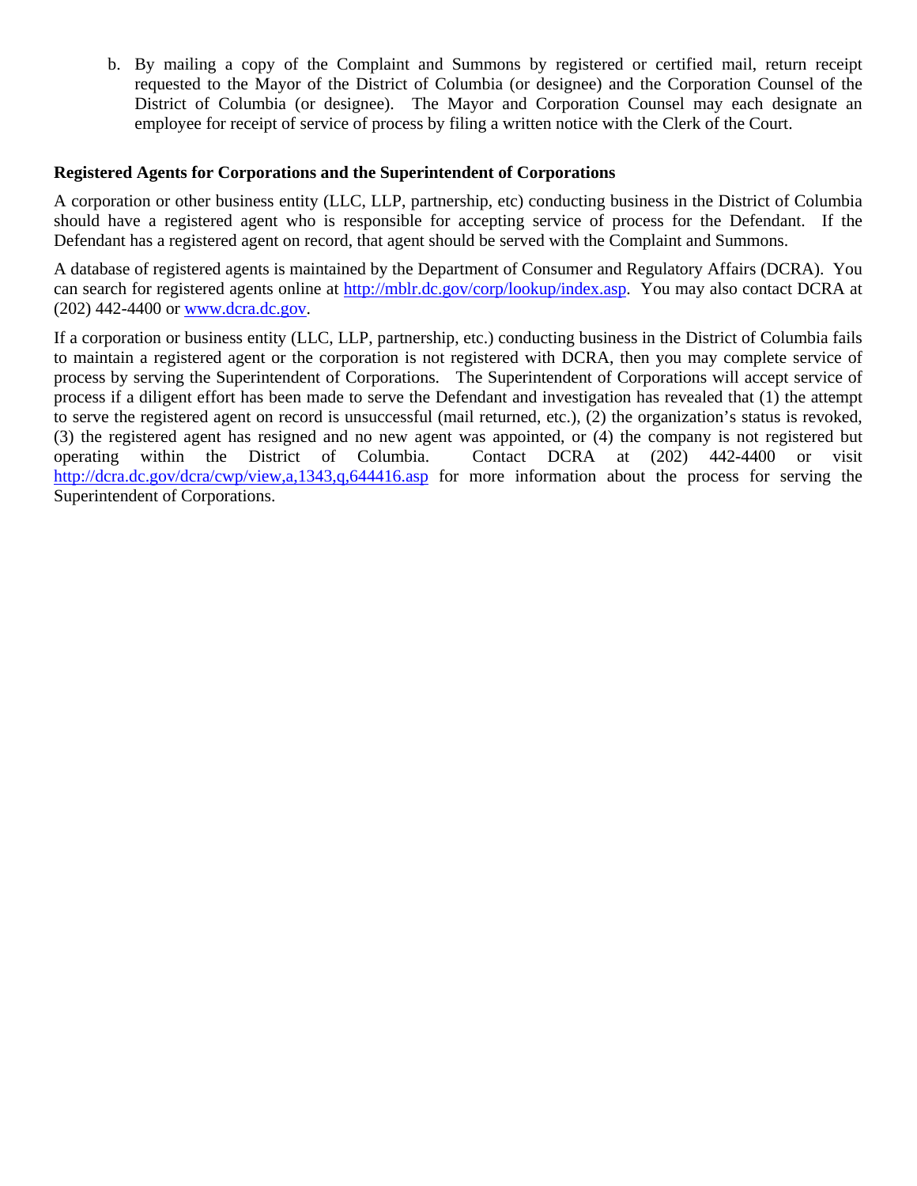b. By mailing a copy of the Complaint and Summons by registered or certified mail, return receipt requested to the Mayor of the District of Columbia (or designee) and the Corporation Counsel of the District of Columbia (or designee). The Mayor and Corporation Counsel may each designate an employee for receipt of service of process by filing a written notice with the Clerk of the Court.

**Registered Agents for Corporations and the Superintendent of Corporations**

A corporation or other business entity (LLC, LLP, partnership, etc) conducting business in the District of Columbia should have a registered agent who is responsible for accepting service of process for the Defendant. If the Defendant has a registered agent on record, that agent should be served with the Complaint and Summons.

A database of registered agents is maintained by the Department of Consumer and Regulatory Affairs (DCRA). You can search for registered agents online at http://mblr.dc.gov/corp/lookup/index.asp. You may also contact DCRA at (202) 442-4400 or www.dcra.dc.gov.

If a corporation or business entity (LLC, LLP, partnership, etc.) conducting business in the District of Columbia fails to maintain a registered agent or the corporation is not registered with DCRA, then you may complete service of process by serving the Superintendent of Corporations. The Superintendent of Corporations will accept service of process if a diligent effort has been made to serve the Defendant and investigation has revealed that (1) the attempt to serve the registered agent on record is unsuccessful (mail returned, etc.), (2) the organization's status is revoked, (3) the registered agent has resigned and no new agent was appointed, or (4) the company is not registered but operating within the District of Columbia. Contact DCRA at (202) 442-4400 or visit http://dcra.dc.gov/dcra/cwp/view,a,1343,q,644416.asp for more information about the process for serving the Superintendent of Corporations.